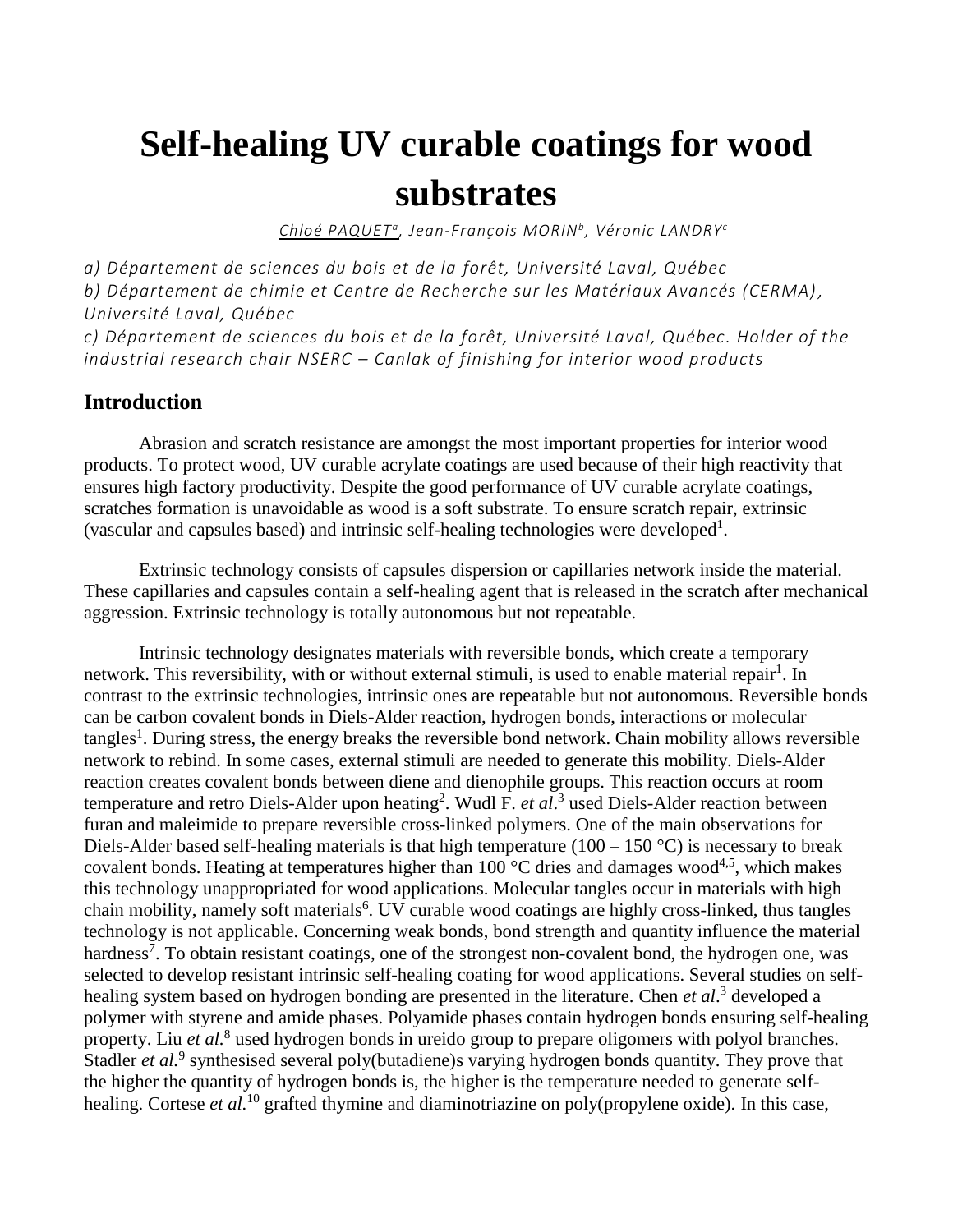# Self-healing UV curable coatings for wood substrates

Chloé PAQUET[a], Jean-François MORIN[b], Véronic LANDRY[c]

*a) Département de sciences du bois et de la forêt, Université Laval, Québec*
*b) Département de chimie et Centre de Recherche sur les Matériaux Avancés (CERMA), Université Laval, Québec*
*c) Département de sciences du bois et de la forêt, Université Laval, Québec. Holder of the industrial research chair NSERC – Canlak of finishing for interior wood products*

## Introduction

Abrasion and scratch resistance are amongst the most important properties for interior wood products. To protect wood, UV curable acrylate coatings are used because of their high reactivity that ensures high factory productivity. Despite the good performance of UV curable acrylate coatings, scratches formation is unavoidable as wood is a soft substrate. To ensure scratch repair, extrinsic (vascular and capsules based) and intrinsic self-healing technologies were developed[1].

Extrinsic technology consists of capsules dispersion or capillaries network inside the material. These capillaries and capsules contain a self-healing agent that is released in the scratch after mechanical aggression. Extrinsic technology is totally autonomous but not repeatable.

Intrinsic technology designates materials with reversible bonds, which create a temporary network. This reversibility, with or without external stimuli, is used to enable material repair[1]. In contrast to the extrinsic technologies, intrinsic ones are repeatable but not autonomous. Reversible bonds can be carbon covalent bonds in Diels-Alder reaction, hydrogen bonds, interactions or molecular tangles[1]. During stress, the energy breaks the reversible bond network. Chain mobility allows reversible network to rebind. In some cases, external stimuli are needed to generate this mobility. Diels-Alder reaction creates covalent bonds between diene and dienophile groups. This reaction occurs at room temperature and retro Diels-Alder upon heating[2]. Wudl F. *et al*.[3] used Diels-Alder reaction between furan and maleimide to prepare reversible cross-linked polymers. One of the main observations for Diels-Alder based self-healing materials is that high temperature (100 – 150 °C) is necessary to break covalent bonds. Heating at temperatures higher than 100 °C dries and damages wood[4,5], which makes this technology unappropriated for wood applications. Molecular tangles occur in materials with high chain mobility, namely soft materials[6]. UV curable wood coatings are highly cross-linked, thus tangles technology is not applicable. Concerning weak bonds, bond strength and quantity influence the material hardness[7]. To obtain resistant coatings, one of the strongest non-covalent bond, the hydrogen one, was selected to develop resistant intrinsic self-healing coating for wood applications. Several studies on self-healing system based on hydrogen bonding are presented in the literature. Chen *et al*.[3] developed a polymer with styrene and amide phases. Polyamide phases contain hydrogen bonds ensuring self-healing property. Liu *et al*.[8] used hydrogen bonds in ureido group to prepare oligomers with polyol branches. Stadler *et al*.[9] synthesised several poly(butadiene)s varying hydrogen bonds quantity. They prove that the higher the quantity of hydrogen bonds is, the higher is the temperature needed to generate self-healing. Cortese *et al*.[10] grafted thymine and diaminotriazine on poly(propylene oxide). In this case,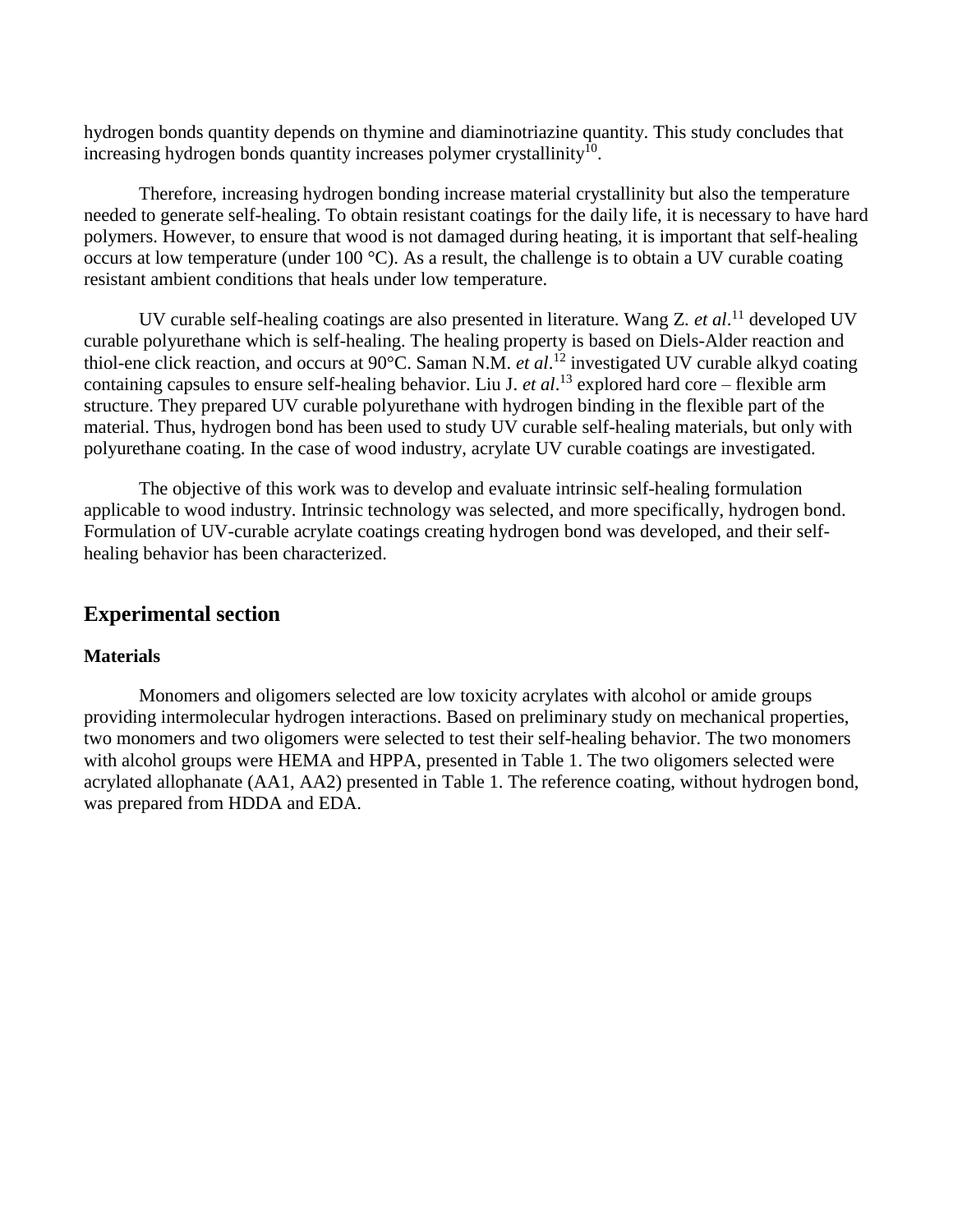hydrogen bonds quantity depends on thymine and diaminotriazine quantity. This study concludes that increasing hydrogen bonds quantity increases polymer crystallinity[10].

Therefore, increasing hydrogen bonding increase material crystallinity but also the temperature needed to generate self-healing. To obtain resistant coatings for the daily life, it is necessary to have hard polymers. However, to ensure that wood is not damaged during heating, it is important that self-healing occurs at low temperature (under 100 °C). As a result, the challenge is to obtain a UV curable coating resistant ambient conditions that heals under low temperature.

UV curable self-healing coatings are also presented in literature. Wang Z. *et al*.[11] developed UV curable polyurethane which is self-healing. The healing property is based on Diels-Alder reaction and thiol-ene click reaction, and occurs at 90°C. Saman N.M. *et al*.[12] investigated UV curable alkyd coating containing capsules to ensure self-healing behavior. Liu J. *et al*.[13] explored hard core – flexible arm structure. They prepared UV curable polyurethane with hydrogen binding in the flexible part of the material. Thus, hydrogen bond has been used to study UV curable self-healing materials, but only with polyurethane coating. In the case of wood industry, acrylate UV curable coatings are investigated.

The objective of this work was to develop and evaluate intrinsic self-healing formulation applicable to wood industry. Intrinsic technology was selected, and more specifically, hydrogen bond. Formulation of UV-curable acrylate coatings creating hydrogen bond was developed, and their self-healing behavior has been characterized.

## Experimental section

### Materials

Monomers and oligomers selected are low toxicity acrylates with alcohol or amide groups providing intermolecular hydrogen interactions. Based on preliminary study on mechanical properties, two monomers and two oligomers were selected to test their self-healing behavior. The two monomers with alcohol groups were HEMA and HPPA, presented in Table 1. The two oligomers selected were acrylated allophanate (AA1, AA2) presented in Table 1. The reference coating, without hydrogen bond, was prepared from HDDA and EDA.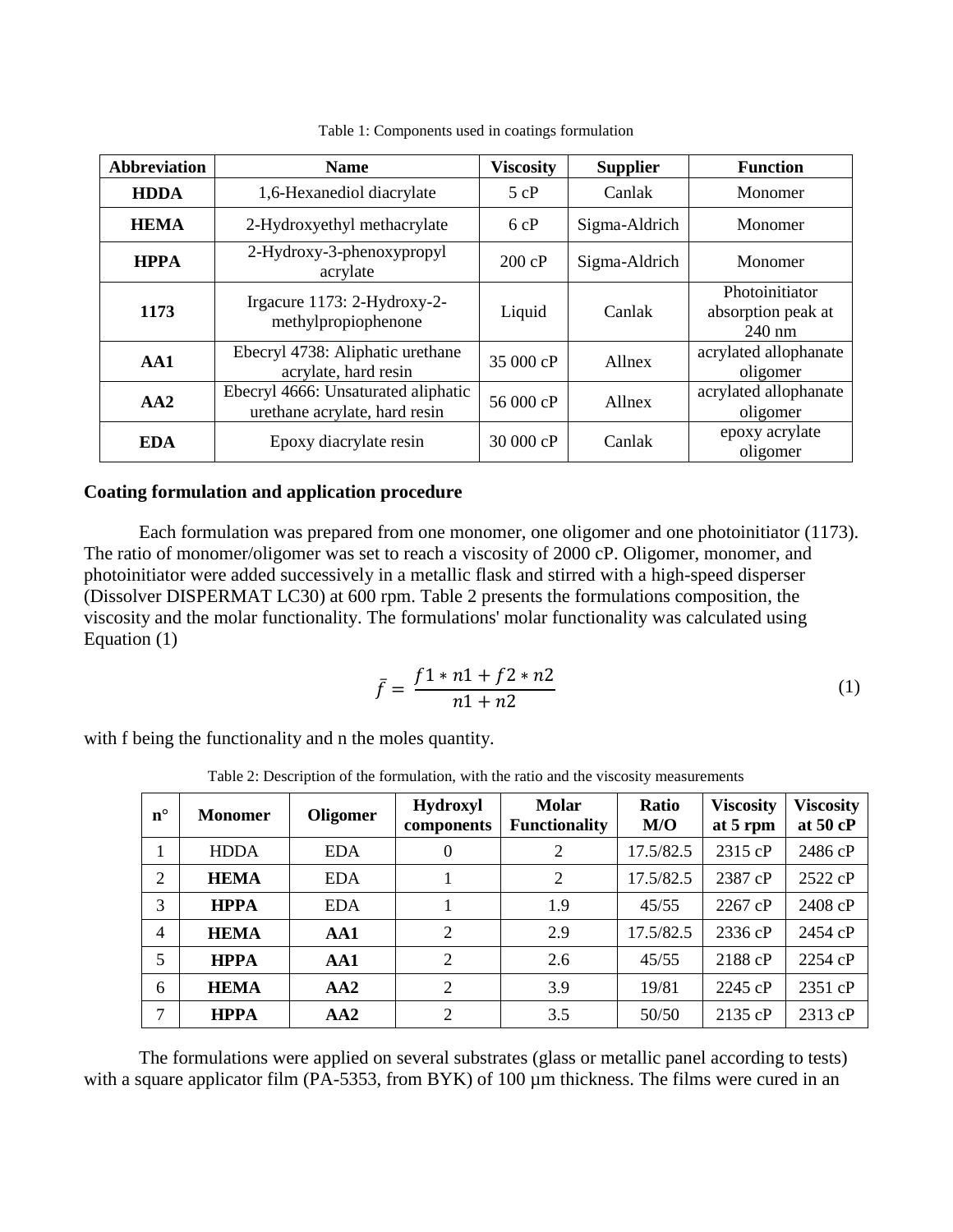Table 1: Components used in coatings formulation

| Abbreviation | Name | Viscosity | Supplier | Function |
|---|---|---|---|---|
| **HDDA** | 1,6-Hexanediol diacrylate | 5 cP | Canlak | Monomer |
| **HEMA** | 2-Hydroxyethyl methacrylate | 6 cP | Sigma-Aldrich | Monomer |
| **HPPA** | 2-Hydroxy-3-phenoxypropyl acrylate | 200 cP | Sigma-Aldrich | Monomer |
| **1173** | Irgacure 1173: 2-Hydroxy-2-methylpropiophenone | Liquid | Canlak | Photoinitiator absorption peak at 240 nm |
| **AA1** | Ebecryl 4738: Aliphatic urethane acrylate, hard resin | 35 000 cP | Allnex | acrylated allophanate oligomer |
| **AA2** | Ebecryl 4666: Unsaturated aliphatic urethane acrylate, hard resin | 56 000 cP | Allnex | acrylated allophanate oligomer |
| **EDA** | Epoxy diacrylate resin | 30 000 cP | Canlak | epoxy acrylate oligomer |

## Coating formulation and application procedure

Each formulation was prepared from one monomer, one oligomer and one photoinitiator (1173). The ratio of monomer/oligomer was set to reach a viscosity of 2000 cP. Oligomer, monomer, and photoinitiator were added successively in a metallic flask and stirred with a high-speed disperser (Dissolver DISPERMAT LC30) at 600 rpm. Table 2 presents the formulations composition, the viscosity and the molar functionality. The formulations' molar functionality was calculated using Equation (1)

$$\bar{f} = \frac{f1 * n1 + f2 * n2}{n1 + n2} \tag{1}$$

with f being the functionality and n the moles quantity.

Table 2: Description of the formulation, with the ratio and the viscosity measurements

| n° | Monomer | Oligomer | Hydroxyl components | Molar Functionality | Ratio M/O | Viscosity at 5 rpm | Viscosity at 50 cP |
|---|---|---|---|---|---|---|---|
| 1 | HDDA | EDA | 0 | 2 | 17.5/82.5 | 2315 cP | 2486 cP |
| 2 | **HEMA** | EDA | 1 | 2 | 17.5/82.5 | 2387 cP | 2522 cP |
| 3 | **HPPA** | EDA | 1 | 1.9 | 45/55 | 2267 cP | 2408 cP |
| 4 | **HEMA** | **AA1** | 2 | 2.9 | 17.5/82.5 | 2336 cP | 2454 cP |
| 5 | **HPPA** | **AA1** | 2 | 2.6 | 45/55 | 2188 cP | 2254 cP |
| 6 | **HEMA** | **AA2** | 2 | 3.9 | 19/81 | 2245 cP | 2351 cP |
| 7 | **HPPA** | **AA2** | 2 | 3.5 | 50/50 | 2135 cP | 2313 cP |

The formulations were applied on several substrates (glass or metallic panel according to tests) with a square applicator film (PA-5353, from BYK) of 100 µm thickness. The films were cured in an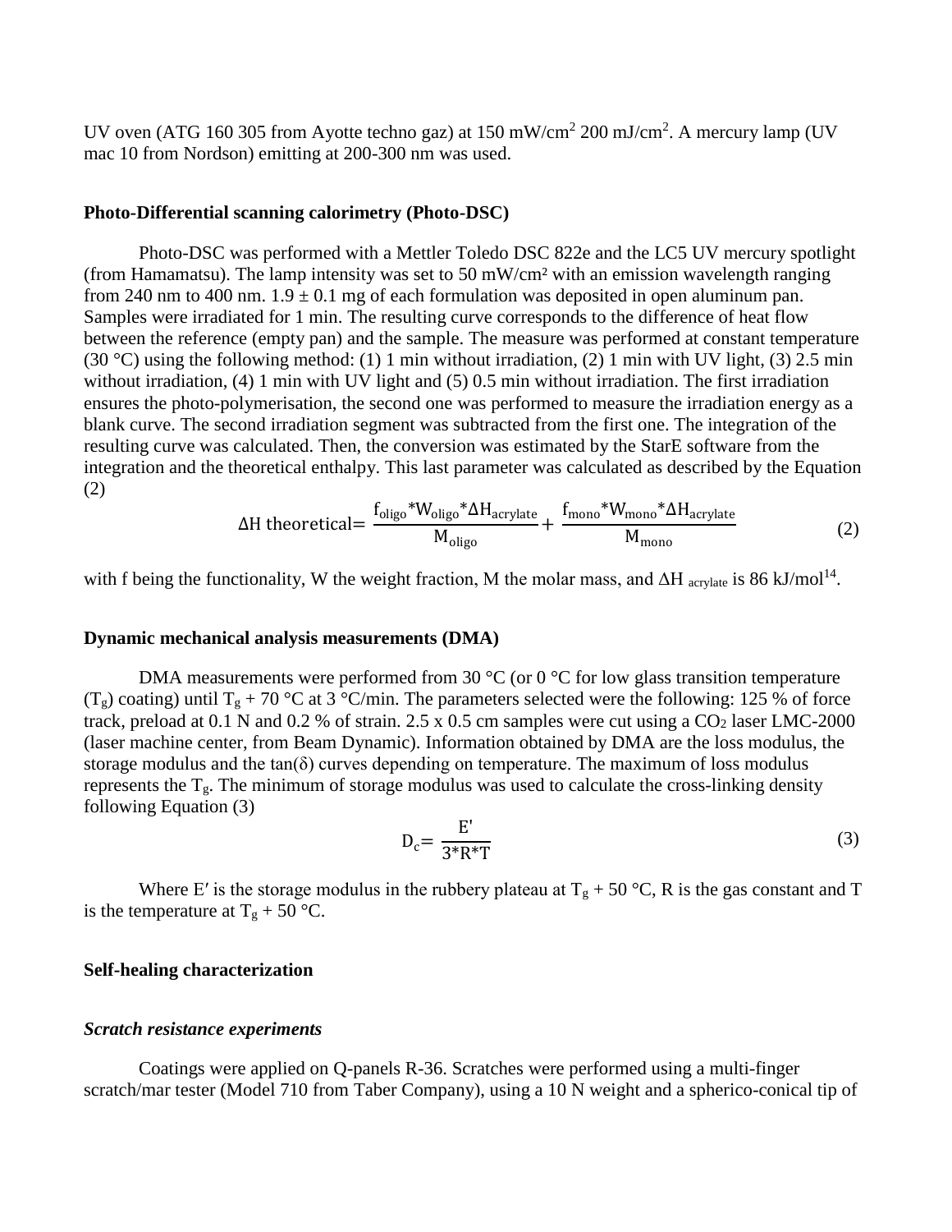UV oven (ATG 160 305 from Ayotte techno gaz) at 150 mW/cm$^2$ 200 mJ/cm$^2$. A mercury lamp (UV mac 10 from Nordson) emitting at 200-300 nm was used.

### Photo-Differential scanning calorimetry (Photo-DSC)

Photo-DSC was performed with a Mettler Toledo DSC 822e and the LC5 UV mercury spotlight (from Hamamatsu). The lamp intensity was set to 50 mW/cm² with an emission wavelength ranging from 240 nm to 400 nm. 1.9 ± 0.1 mg of each formulation was deposited in open aluminum pan. Samples were irradiated for 1 min. The resulting curve corresponds to the difference of heat flow between the reference (empty pan) and the sample. The measure was performed at constant temperature (30 °C) using the following method: (1) 1 min without irradiation, (2) 1 min with UV light, (3) 2.5 min without irradiation, (4) 1 min with UV light and (5) 0.5 min without irradiation. The first irradiation ensures the photo-polymerisation, the second one was performed to measure the irradiation energy as a blank curve. The second irradiation segment was subtracted from the first one. The integration of the resulting curve was calculated. Then, the conversion was estimated by the StarE software from the integration and the theoretical enthalpy. This last parameter was calculated as described by the Equation (2)

$$\Delta\text{H theoretical} = \frac{f_{oligo} * W_{oligo} * \Delta H_{acrylate}}{M_{oligo}} + \frac{f_{mono} * W_{mono} * \Delta H_{acrylate}}{M_{mono}} \quad (2)$$

with f being the functionality, W the weight fraction, M the molar mass, and $\Delta H_{acrylate}$ is 86 kJ/mol[14].

### Dynamic mechanical analysis measurements (DMA)

DMA measurements were performed from 30 °C (or 0 °C for low glass transition temperature ($T_g$) coating) until $T_g$ + 70 °C at 3 °C/min. The parameters selected were the following: 125 % of force track, preload at 0.1 N and 0.2 % of strain. 2.5 x 0.5 cm samples were cut using a $CO_2$ laser LMC-2000 (laser machine center, from Beam Dynamic). Information obtained by DMA are the loss modulus, the storage modulus and the tan(δ) curves depending on temperature. The maximum of loss modulus represents the $T_g$. The minimum of storage modulus was used to calculate the cross-linking density following Equation (3)

$$D_c = \frac{E'}{3 * R * T} \quad (3)$$

Where E′ is the storage modulus in the rubbery plateau at $T_g$ + 50 °C, R is the gas constant and T is the temperature at $T_g$ + 50 °C.

### Self-healing characterization

#### *Scratch resistance experiments*

Coatings were applied on Q-panels R-36. Scratches were performed using a multi-finger scratch/mar tester (Model 710 from Taber Company), using a 10 N weight and a spherico-conical tip of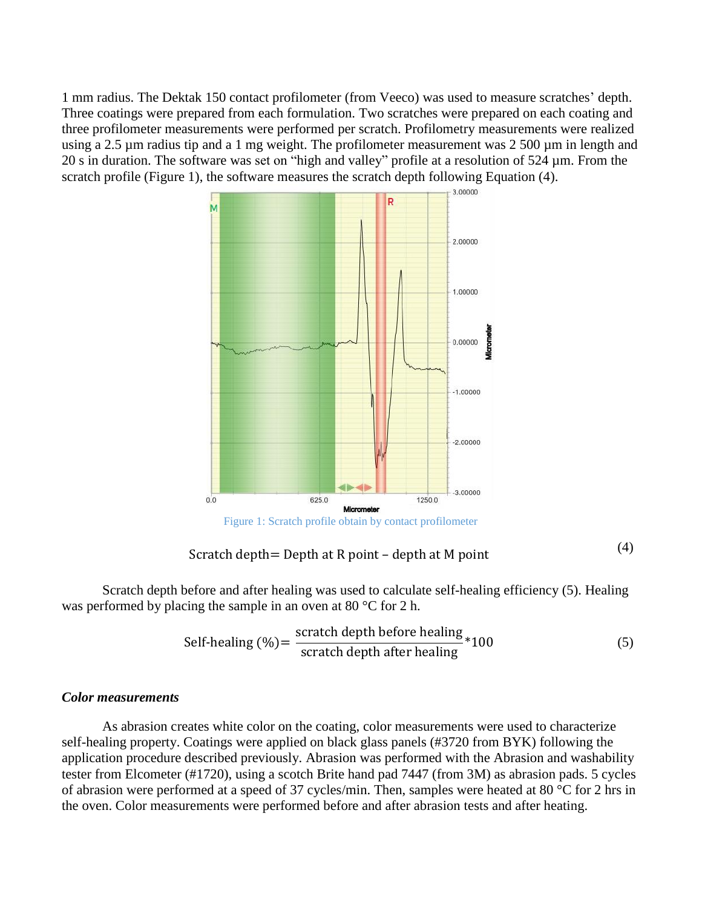1 mm radius. The Dektak 150 contact profilometer (from Veeco) was used to measure scratches' depth. Three coatings were prepared from each formulation. Two scratches were prepared on each coating and three profilometer measurements were performed per scratch. Profilometry measurements were realized using a 2.5 µm radius tip and a 1 mg weight. The profilometer measurement was 2 500 µm in length and 20 s in duration. The software was set on "high and valley" profile at a resolution of 524 µm. From the scratch profile (Figure 1), the software measures the scratch depth following Equation (4).

Figure 1: Scratch profile obtain by contact profilometer

$$\text{Scratch depth} = \text{Depth at R point} - \text{depth at M point} \tag{4}$$

Scratch depth before and after healing was used to calculate self-healing efficiency (5). Healing was performed by placing the sample in an oven at 80 °C for 2 h.

$$\text{Self-healing (\%)} = \frac{\text{scratch depth before healing}}{\text{scratch depth after healing}} * 100 \tag{5}$$

### *Color measurements*

As abrasion creates white color on the coating, color measurements were used to characterize self-healing property. Coatings were applied on black glass panels (#3720 from BYK) following the application procedure described previously. Abrasion was performed with the Abrasion and washability tester from Elcometer (#1720), using a scotch Brite hand pad 7447 (from 3M) as abrasion pads. 5 cycles of abrasion were performed at a speed of 37 cycles/min. Then, samples were heated at 80 °C for 2 hrs in the oven. Color measurements were performed before and after abrasion tests and after heating.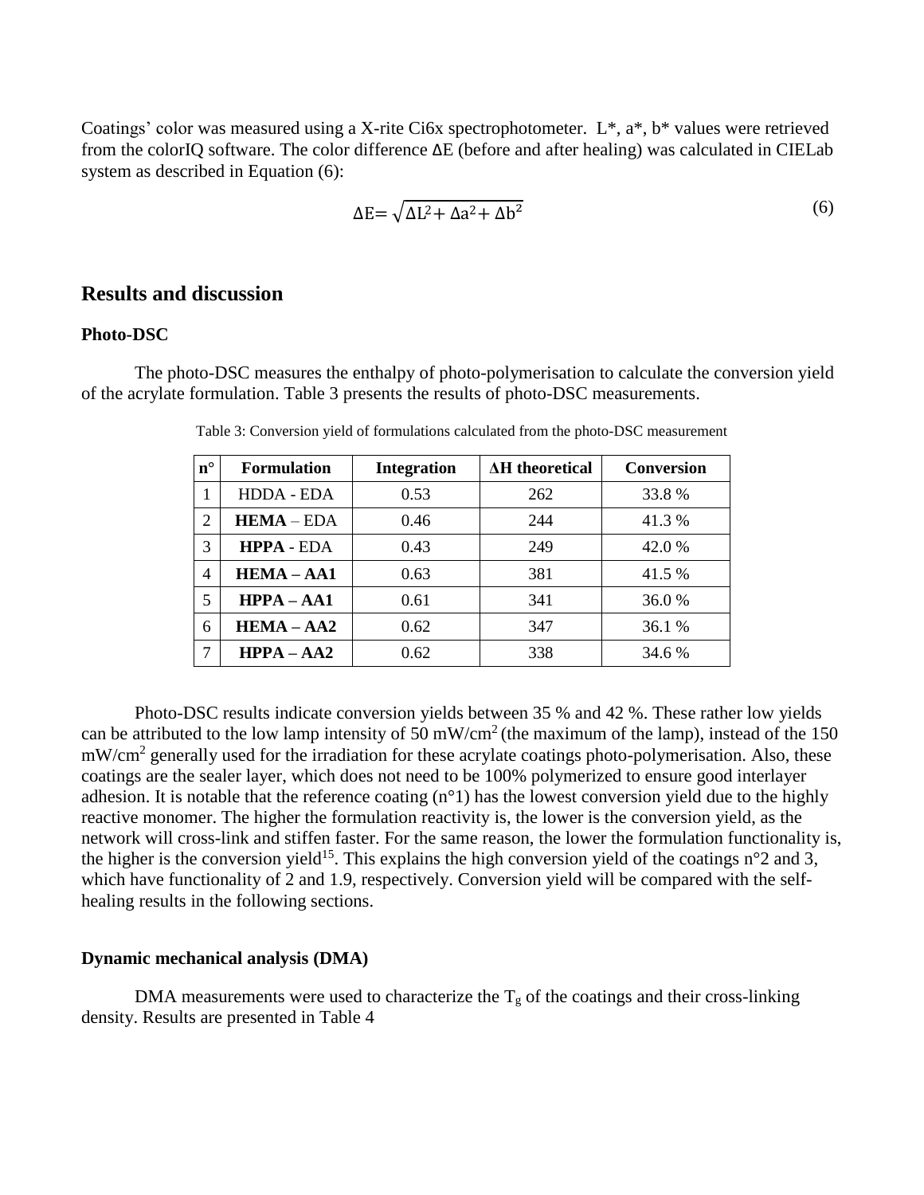Coatings' color was measured using a X-rite Ci6x spectrophotometer. L\*, a\*, b\* values were retrieved from the colorIQ software. The color difference ΔE (before and after healing) was calculated in CIELab system as described in Equation (6):

$$\Delta E = \sqrt{\Delta L^2 + \Delta a^2 + \Delta b^2} \tag{6}$$

## Results and discussion

### Photo-DSC

The photo-DSC measures the enthalpy of photo-polymerisation to calculate the conversion yield of the acrylate formulation. Table 3 presents the results of photo-DSC measurements.

Table 3: Conversion yield of formulations calculated from the photo-DSC measurement

| n° | Formulation | Integration | ΔH theoretical | Conversion |
|---|---|---|---|---|
| 1 | HDDA - EDA | 0.53 | 262 | 33.8 % |
| 2 | **HEMA** – EDA | 0.46 | 244 | 41.3 % |
| 3 | **HPPA** - EDA | 0.43 | 249 | 42.0 % |
| 4 | **HEMA – AA1** | 0.63 | 381 | 41.5 % |
| 5 | **HPPA – AA1** | 0.61 | 341 | 36.0 % |
| 6 | **HEMA – AA2** | 0.62 | 347 | 36.1 % |
| 7 | **HPPA – AA2** | 0.62 | 338 | 34.6 % |

Photo-DSC results indicate conversion yields between 35 % and 42 %. These rather low yields can be attributed to the low lamp intensity of 50 mW/cm$^2$ (the maximum of the lamp), instead of the 150 mW/cm$^2$ generally used for the irradiation for these acrylate coatings photo-polymerisation. Also, these coatings are the sealer layer, which does not need to be 100% polymerized to ensure good interlayer adhesion. It is notable that the reference coating (n°1) has the lowest conversion yield due to the highly reactive monomer. The higher the formulation reactivity is, the lower is the conversion yield, as the network will cross-link and stiffen faster. For the same reason, the lower the formulation functionality is, the higher is the conversion yield[15]. This explains the high conversion yield of the coatings n°2 and 3, which have functionality of 2 and 1.9, respectively. Conversion yield will be compared with the self-healing results in the following sections.

### Dynamic mechanical analysis (DMA)

DMA measurements were used to characterize the $T_g$ of the coatings and their cross-linking density. Results are presented in Table 4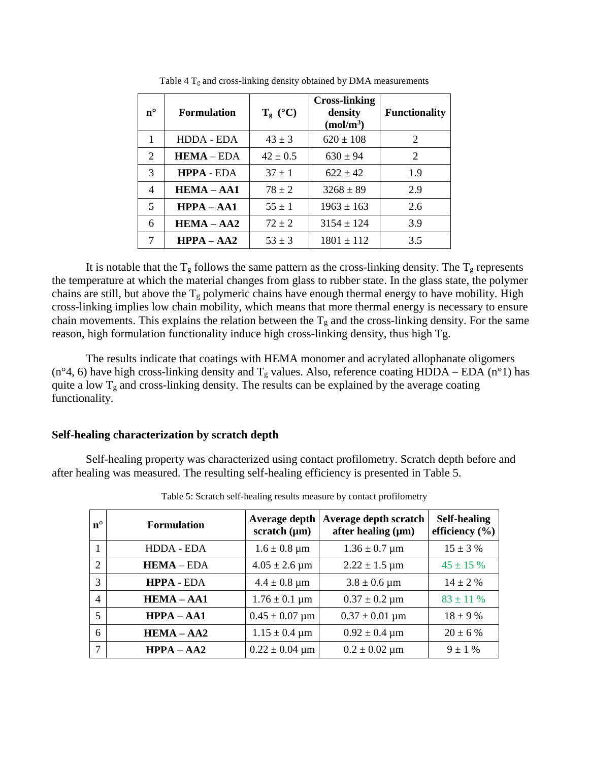Table 4 $T_g$ and cross-linking density obtained by DMA measurements

| n° | Formulation | $T_g$ (°C) | Cross-linking density (mol/m³) | Functionality |
|---|---|---|---|---|
| 1 | HDDA - EDA | 43 ± 3 | 620 ± 108 | 2 |
| 2 | **HEMA** – EDA | 42 ± 0.5 | 630 ± 94 | 2 |
| 3 | **HPPA** - EDA | 37 ± 1 | 622 ± 42 | 1.9 |
| 4 | **HEMA – AA1** | 78 ± 2 | 3268 ± 89 | 2.9 |
| 5 | **HPPA – AA1** | 55 ± 1 | 1963 ± 163 | 2.6 |
| 6 | **HEMA – AA2** | 72 ± 2 | 3154 ± 124 | 3.9 |
| 7 | **HPPA – AA2** | 53 ± 3 | 1801 ± 112 | 3.5 |

It is notable that the $T_g$ follows the same pattern as the cross-linking density. The $T_g$ represents the temperature at which the material changes from glass to rubber state. In the glass state, the polymer chains are still, but above the $T_g$ polymeric chains have enough thermal energy to have mobility. High cross-linking implies low chain mobility, which means that more thermal energy is necessary to ensure chain movements. This explains the relation between the $T_g$ and the cross-linking density. For the same reason, high formulation functionality induce high cross-linking density, thus high Tg.

The results indicate that coatings with HEMA monomer and acrylated allophanate oligomers (n°4, 6) have high cross-linking density and $T_g$ values. Also, reference coating HDDA – EDA (n°1) has quite a low $T_g$ and cross-linking density. The results can be explained by the average coating functionality.

## Self-healing characterization by scratch depth

Self-healing property was characterized using contact profilometry. Scratch depth before and after healing was measured. The resulting self-healing efficiency is presented in Table 5.

Table 5: Scratch self-healing results measure by contact profilometry

| n° | Formulation | Average depth scratch (µm) | Average depth scratch after healing (µm) | Self-healing efficiency (%) |
|---|---|---|---|---|
| 1 | HDDA - EDA | 1.6 ± 0.8 µm | 1.36 ± 0.7 µm | 15 ± 3 % |
| 2 | **HEMA** – EDA | 4.05 ± 2.6 µm | 2.22 ± 1.5 µm | 45 ± 15 % |
| 3 | **HPPA** - EDA | 4.4 ± 0.8 µm | 3.8 ± 0.6 µm | 14 ± 2 % |
| 4 | **HEMA – AA1** | 1.76 ± 0.1 µm | 0.37 ± 0.2 µm | 83 ± 11 % |
| 5 | **HPPA – AA1** | 0.45 ± 0.07 µm | 0.37 ± 0.01 µm | 18 ± 9 % |
| 6 | **HEMA – AA2** | 1.15 ± 0.4 µm | 0.92 ± 0.4 µm | 20 ± 6 % |
| 7 | **HPPA – AA2** | 0.22 ± 0.04 µm | 0.2 ± 0.02 µm | 9 ± 1 % |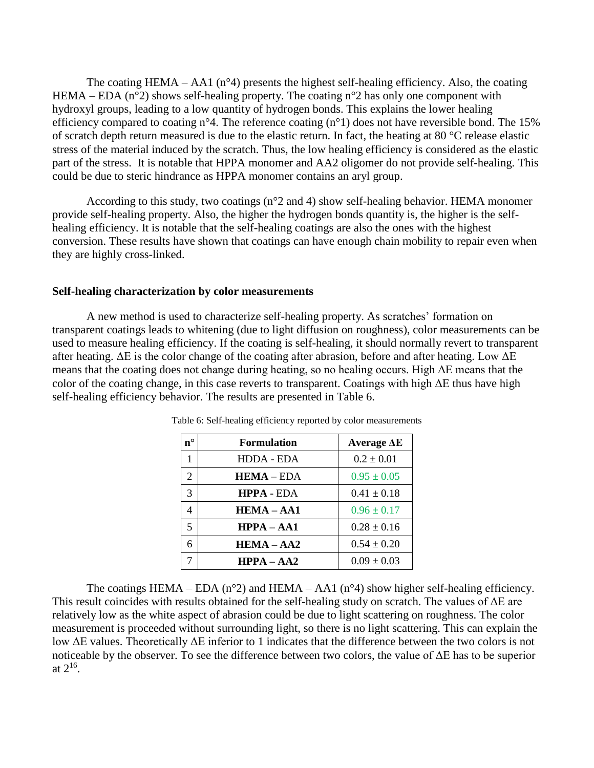The coating HEMA – AA1 (n°4) presents the highest self-healing efficiency. Also, the coating HEMA – EDA (n°2) shows self-healing property. The coating n°2 has only one component with hydroxyl groups, leading to a low quantity of hydrogen bonds. This explains the lower healing efficiency compared to coating n°4. The reference coating (n°1) does not have reversible bond. The 15% of scratch depth return measured is due to the elastic return. In fact, the heating at 80 °C release elastic stress of the material induced by the scratch. Thus, the low healing efficiency is considered as the elastic part of the stress. It is notable that HPPA monomer and AA2 oligomer do not provide self-healing. This could be due to steric hindrance as HPPA monomer contains an aryl group.

According to this study, two coatings (n°2 and 4) show self-healing behavior. HEMA monomer provide self-healing property. Also, the higher the hydrogen bonds quantity is, the higher is the self-healing efficiency. It is notable that the self-healing coatings are also the ones with the highest conversion. These results have shown that coatings can have enough chain mobility to repair even when they are highly cross-linked.

### Self-healing characterization by color measurements

A new method is used to characterize self-healing property. As scratches' formation on transparent coatings leads to whitening (due to light diffusion on roughness), color measurements can be used to measure healing efficiency. If the coating is self-healing, it should normally revert to transparent after heating. ΔE is the color change of the coating after abrasion, before and after heating. Low ΔE means that the coating does not change during heating, so no healing occurs. High ΔE means that the color of the coating change, in this case reverts to transparent. Coatings with high ΔE thus have high self-healing efficiency behavior. The results are presented in Table 6.

Table 6: Self-healing efficiency reported by color measurements

| n° | Formulation | Average ΔE |
|---|---|---|
| 1 | HDDA - EDA | 0.2 ± 0.01 |
| 2 | **HEMA** – EDA | 0.95 ± 0.05 |
| 3 | **HPPA** - EDA | 0.41 ± 0.18 |
| 4 | **HEMA – AA1** | 0.96 ± 0.17 |
| 5 | **HPPA – AA1** | 0.28 ± 0.16 |
| 6 | **HEMA – AA2** | 0.54 ± 0.20 |
| 7 | **HPPA – AA2** | 0.09 ± 0.03 |

The coatings HEMA – EDA (n°2) and HEMA – AA1 (n°4) show higher self-healing efficiency. This result coincides with results obtained for the self-healing study on scratch. The values of ΔE are relatively low as the white aspect of abrasion could be due to light scattering on roughness. The color measurement is proceeded without surrounding light, so there is no light scattering. This can explain the low ΔE values. Theoretically ΔE inferior to 1 indicates that the difference between the two colors is not noticeable by the observer. To see the difference between two colors, the value of ΔE has to be superior at 2[16].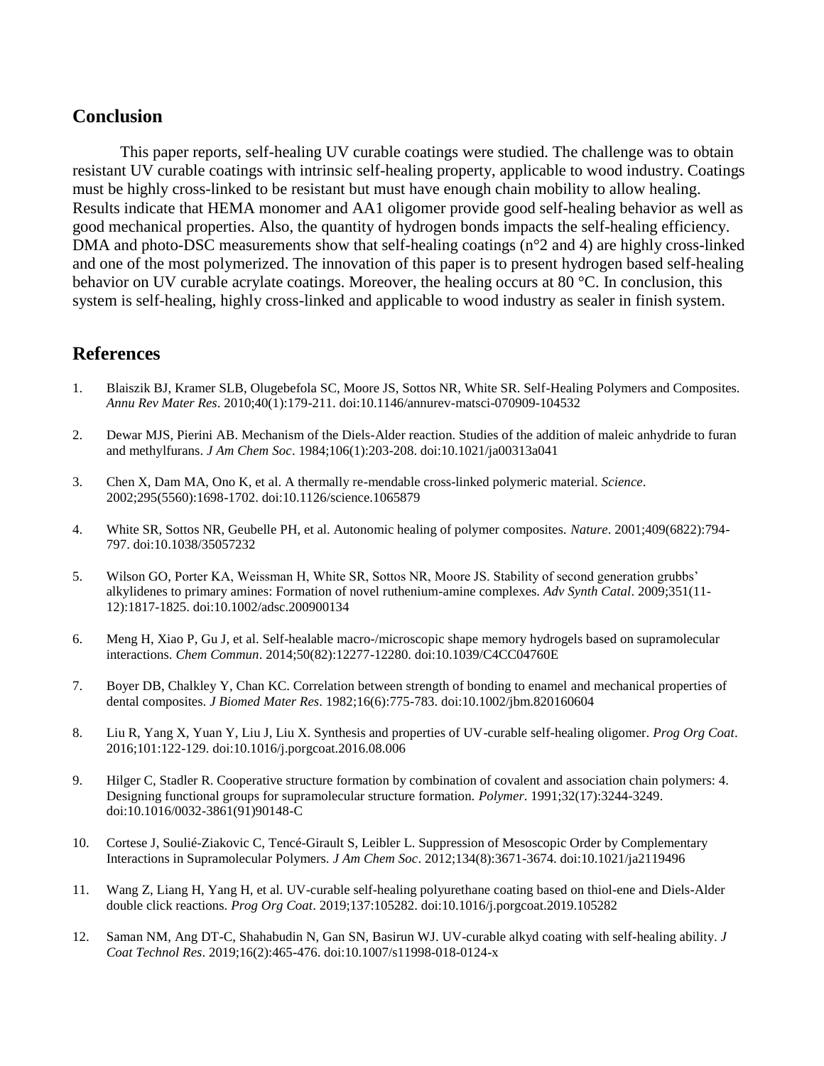## Conclusion

This paper reports, self-healing UV curable coatings were studied. The challenge was to obtain resistant UV curable coatings with intrinsic self-healing property, applicable to wood industry. Coatings must be highly cross-linked to be resistant but must have enough chain mobility to allow healing. Results indicate that HEMA monomer and AA1 oligomer provide good self-healing behavior as well as good mechanical properties. Also, the quantity of hydrogen bonds impacts the self-healing efficiency. DMA and photo-DSC measurements show that self-healing coatings (n°2 and 4) are highly cross-linked and one of the most polymerized. The innovation of this paper is to present hydrogen based self-healing behavior on UV curable acrylate coatings. Moreover, the healing occurs at 80 °C. In conclusion, this system is self-healing, highly cross-linked and applicable to wood industry as sealer in finish system.

## References

1. Blaiszik BJ, Kramer SLB, Olugebefola SC, Moore JS, Sottos NR, White SR. Self-Healing Polymers and Composites. *Annu Rev Mater Res*. 2010;40(1):179-211. doi:10.1146/annurev-matsci-070909-104532

2. Dewar MJS, Pierini AB. Mechanism of the Diels-Alder reaction. Studies of the addition of maleic anhydride to furan and methylfurans. *J Am Chem Soc*. 1984;106(1):203-208. doi:10.1021/ja00313a041

3. Chen X, Dam MA, Ono K, et al. A thermally re-mendable cross-linked polymeric material. *Science*. 2002;295(5560):1698-1702. doi:10.1126/science.1065879

4. White SR, Sottos NR, Geubelle PH, et al. Autonomic healing of polymer composites. *Nature*. 2001;409(6822):794-797. doi:10.1038/35057232

5. Wilson GO, Porter KA, Weissman H, White SR, Sottos NR, Moore JS. Stability of second generation grubbs' alkylidenes to primary amines: Formation of novel ruthenium-amine complexes. *Adv Synth Catal*. 2009;351(11-12):1817-1825. doi:10.1002/adsc.200900134

6. Meng H, Xiao P, Gu J, et al. Self-healable macro-/microscopic shape memory hydrogels based on supramolecular interactions. *Chem Commun*. 2014;50(82):12277-12280. doi:10.1039/C4CC04760E

7. Boyer DB, Chalkley Y, Chan KC. Correlation between strength of bonding to enamel and mechanical properties of dental composites. *J Biomed Mater Res*. 1982;16(6):775-783. doi:10.1002/jbm.820160604

8. Liu R, Yang X, Yuan Y, Liu J, Liu X. Synthesis and properties of UV-curable self-healing oligomer. *Prog Org Coat*. 2016;101:122-129. doi:10.1016/j.porgcoat.2016.08.006

9. Hilger C, Stadler R. Cooperative structure formation by combination of covalent and association chain polymers: 4. Designing functional groups for supramolecular structure formation. *Polymer*. 1991;32(17):3244-3249. doi:10.1016/0032-3861(91)90148-C

10. Cortese J, Soulié-Ziakovic C, Tencé-Girault S, Leibler L. Suppression of Mesoscopic Order by Complementary Interactions in Supramolecular Polymers. *J Am Chem Soc*. 2012;134(8):3671-3674. doi:10.1021/ja2119496

11. Wang Z, Liang H, Yang H, et al. UV-curable self-healing polyurethane coating based on thiol-ene and Diels-Alder double click reactions. *Prog Org Coat*. 2019;137:105282. doi:10.1016/j.porgcoat.2019.105282

12. Saman NM, Ang DT-C, Shahabudin N, Gan SN, Basirun WJ. UV-curable alkyd coating with self-healing ability. *J Coat Technol Res*. 2019;16(2):465-476. doi:10.1007/s11998-018-0124-x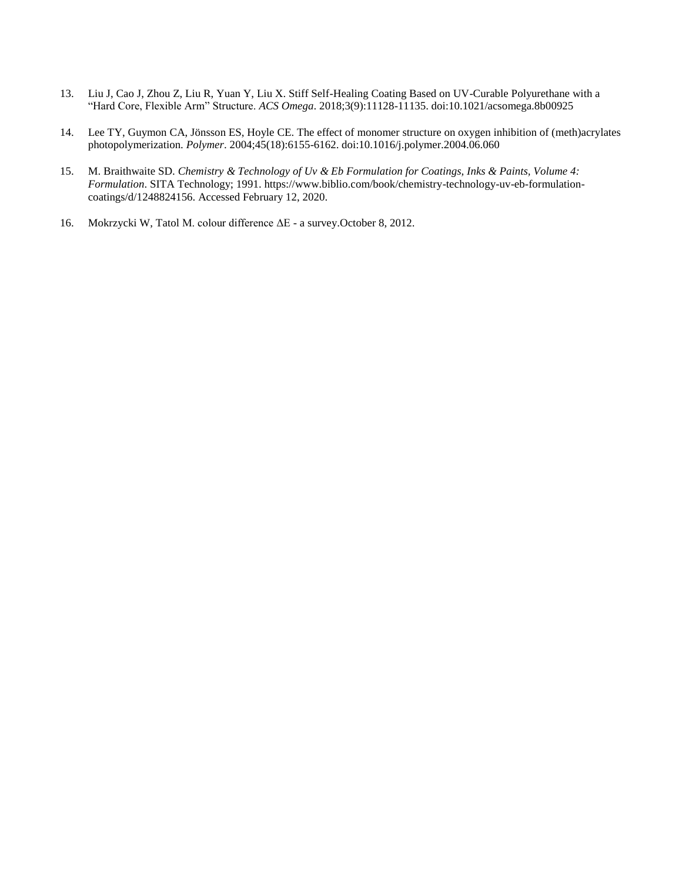13. Liu J, Cao J, Zhou Z, Liu R, Yuan Y, Liu X. Stiff Self-Healing Coating Based on UV-Curable Polyurethane with a "Hard Core, Flexible Arm" Structure. *ACS Omega*. 2018;3(9):11128-11135. doi:10.1021/acsomega.8b00925

14. Lee TY, Guymon CA, Jönsson ES, Hoyle CE. The effect of monomer structure on oxygen inhibition of (meth)acrylates photopolymerization. *Polymer*. 2004;45(18):6155-6162. doi:10.1016/j.polymer.2004.06.060

15. M. Braithwaite SD. *Chemistry & Technology of Uv & Eb Formulation for Coatings, Inks & Paints, Volume 4: Formulation*. SITA Technology; 1991. https://www.biblio.com/book/chemistry-technology-uv-eb-formulation-coatings/d/1248824156. Accessed February 12, 2020.

16. Mokrzycki W, Tatol M. colour difference ∆E - a survey.October 8, 2012.